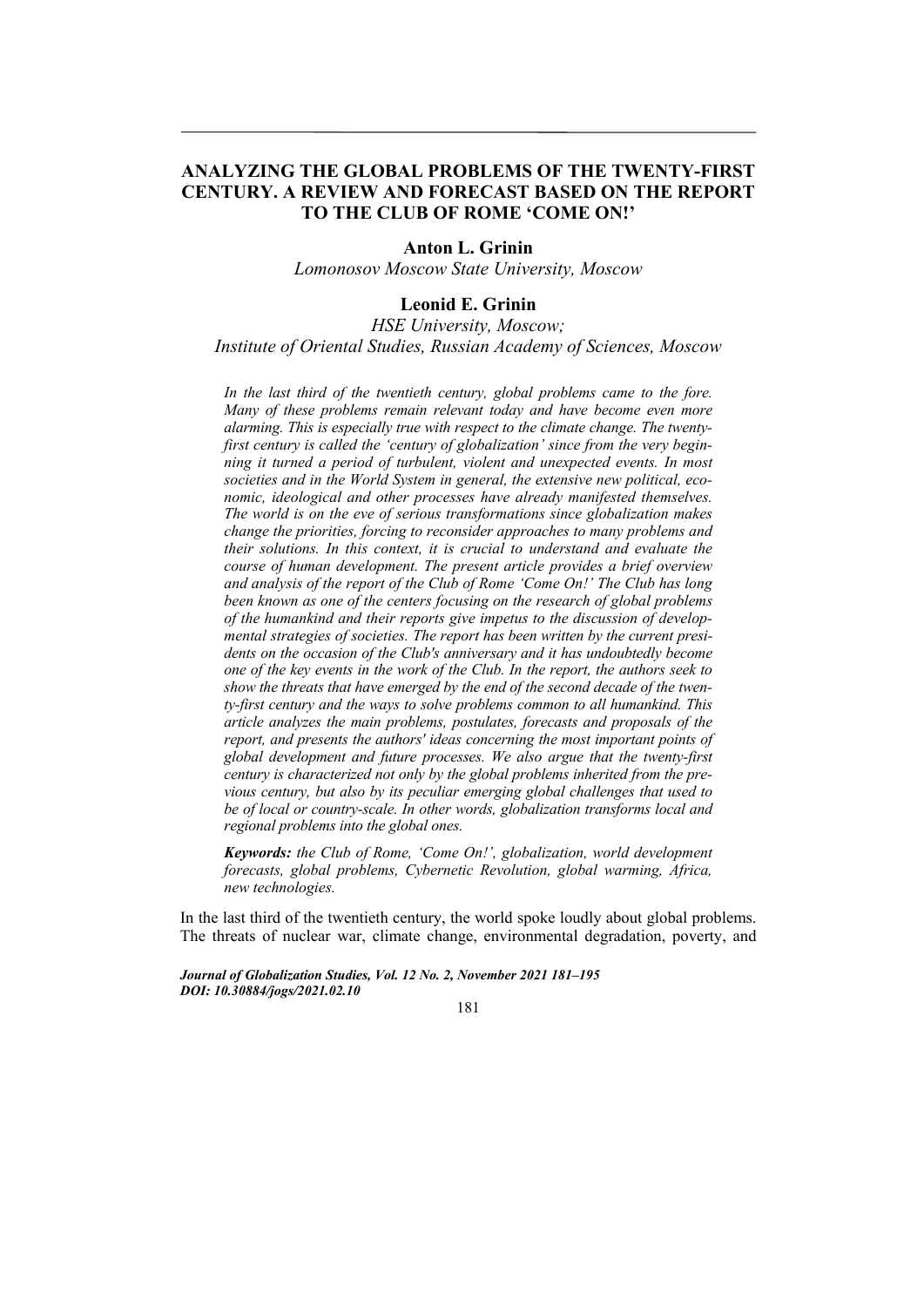# ANALYZING THE GLOBAL PROBLEMS OF THE TWENTY-FIRST CENTURY. A REVIEW AND FORECAST BASED ON THE REPORT TO THE CLUB OF ROME 'COME ON!'

**Anton L. Grinin**

*Lomonosov Moscow State University, Moscow*

**Leonid E. Grinin**

*HSE University, Moscow;*
*Institute of Oriental Studies, Russian Academy of Sciences, Moscow*

*In the last third of the twentieth century, global problems came to the fore. Many of these problems remain relevant today and have become even more alarming. This is especially true with respect to the climate change. The twenty-first century is called the 'century of globalization' since from the very beginning it turned a period of turbulent, violent and unexpected events. In most societies and in the World System in general, the extensive new political, economic, ideological and other processes have already manifested themselves. The world is on the eve of serious transformations since globalization makes change the priorities, forcing to reconsider approaches to many problems and their solutions. In this context, it is crucial to understand and evaluate the course of human development. The present article provides a brief overview and analysis of the report of the Club of Rome 'Come On!' The Club has long been known as one of the centers focusing on the research of global problems of the humankind and their reports give impetus to the discussion of developmental strategies of societies. The report has been written by the current presidents on the occasion of the Club's anniversary and it has undoubtedly become one of the key events in the work of the Club. In the report, the authors seek to show the threats that have emerged by the end of the second decade of the twenty-first century and the ways to solve problems common to all humankind. This article analyzes the main problems, postulates, forecasts and proposals of the report, and presents the authors' ideas concerning the most important points of global development and future processes. We also argue that the twenty-first century is characterized not only by the global problems inherited from the previous century, but also by its peculiar emerging global challenges that used to be of local or country-scale. In other words, globalization transforms local and regional problems into the global ones.*

***Keywords:*** *the Club of Rome, 'Come On!', globalization, world development forecasts, global problems, Cybernetic Revolution, global warming, Africa, new technologies.*

In the last third of the twentieth century, the world spoke loudly about global problems. The threats of nuclear war, climate change, environmental degradation, poverty, and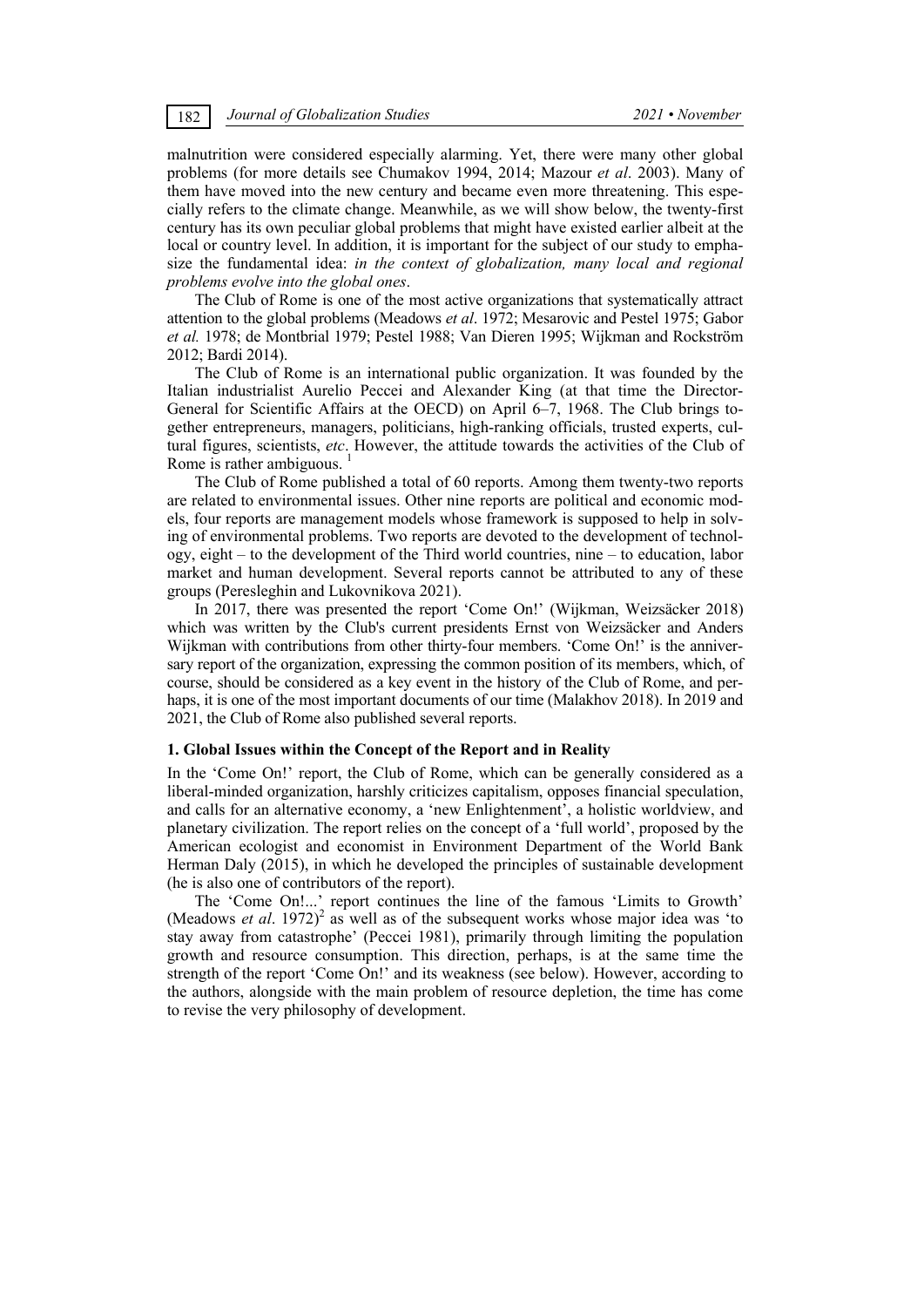malnutrition were considered especially alarming. Yet, there were many other global problems (for more details see Chumakov 1994, 2014; Mazour *et al*. 2003). Many of them have moved into the new century and became even more threatening. This especially refers to the climate change. Meanwhile, as we will show below, the twenty-first century has its own peculiar global problems that might have existed earlier albeit at the local or country level. In addition, it is important for the subject of our study to emphasize the fundamental idea: *in the context of globalization, many local and regional problems evolve into the global ones*.

The Club of Rome is one of the most active organizations that systematically attract attention to the global problems (Meadows *et al*. 1972; Mesarovic and Pestel 1975; Gabor *et al.* 1978; de Montbrial 1979; Pestel 1988; Van Dieren 1995; Wijkman and Rockström 2012; Bardi 2014).

The Club of Rome is an international public organization. It was founded by the Italian industrialist Aurelio Peccei and Alexander King (at that time the Director-General for Scientific Affairs at the OECD) on April 6–7, 1968. The Club brings together entrepreneurs, managers, politicians, high-ranking officials, trusted experts, cultural figures, scientists, *etc*. However, the attitude towards the activities of the Club of Rome is rather ambiguous. [1]

The Club of Rome published a total of 60 reports. Among them twenty-two reports are related to environmental issues. Other nine reports are political and economic models, four reports are management models whose framework is supposed to help in solving of environmental problems. Two reports are devoted to the development of technology, eight – to the development of the Third world countries, nine – to education, labor market and human development. Several reports cannot be attributed to any of these groups (Peresleghin and Lukovnikova 2021).

In 2017, there was presented the report 'Come On!' (Wijkman, Weizsäcker 2018) which was written by the Club's current presidents Ernst von Weizsäcker and Anders Wijkman with contributions from other thirty-four members. 'Come On!' is the anniversary report of the organization, expressing the common position of its members, which, of course, should be considered as a key event in the history of the Club of Rome, and perhaps, it is one of the most important documents of our time (Malakhov 2018). In 2019 and 2021, the Club of Rome also published several reports.

## 1. Global Issues within the Concept of the Report and in Reality

In the 'Come On!' report, the Club of Rome, which can be generally considered as a liberal-minded organization, harshly criticizes capitalism, opposes financial speculation, and calls for an alternative economy, a 'new Enlightenment', a holistic worldview, and planetary civilization. The report relies on the concept of a 'full world', proposed by the American ecologist and economist in Environment Department of the World Bank Herman Daly (2015), in which he developed the principles of sustainable development (he is also one of contributors of the report).

The 'Come On!...' report continues the line of the famous 'Limits to Growth' (Meadows *et al*. 1972)[2] as well as of the subsequent works whose major idea was 'to stay away from catastrophe' (Peccei 1981), primarily through limiting the population growth and resource consumption. This direction, perhaps, is at the same time the strength of the report 'Come On!' and its weakness (see below). However, according to the authors, alongside with the main problem of resource depletion, the time has come to revise the very philosophy of development.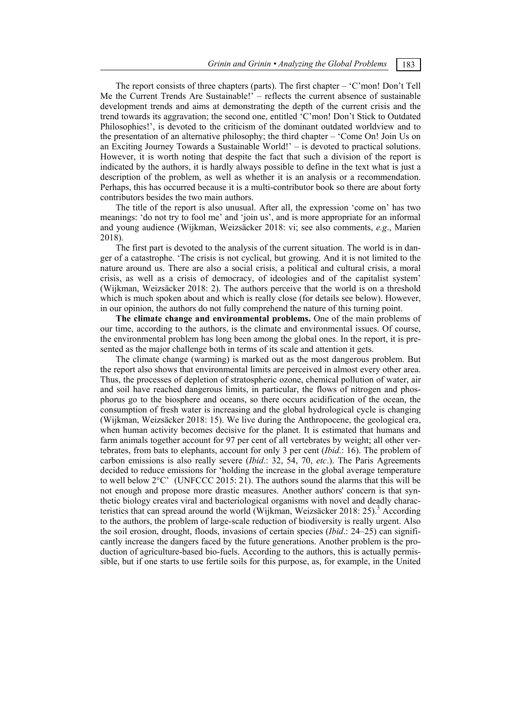The report consists of three chapters (parts). The first chapter – 'C'mon! Don't Tell Me the Current Trends Are Sustainable!' – reflects the current absence of sustainable development trends and aims at demonstrating the depth of the current crisis and the trend towards its aggravation; the second one, entitled 'C'mon! Don't Stick to Outdated Philosophies!', is devoted to the criticism of the dominant outdated worldview and to the presentation of an alternative philosophy; the third chapter – 'Come On! Join Us on an Exciting Journey Towards a Sustainable World!' – is devoted to practical solutions. However, it is worth noting that despite the fact that such a division of the report is indicated by the authors, it is hardly always possible to define in the text what is just a description of the problem, as well as whether it is an analysis or a recommendation. Perhaps, this has occurred because it is a multi-contributor book so there are about forty contributors besides the two main authors.

The title of the report is also unusual. After all, the expression 'come on' has two meanings: 'do not try to fool me' and 'join us', and is more appropriate for an informal and young audience (Wijkman, Weizsäcker 2018: vi; see also comments, *e.g*., Marien 2018).

The first part is devoted to the analysis of the current situation. The world is in danger of a catastrophe. 'The crisis is not cyclical, but growing. And it is not limited to the nature around us. There are also a social crisis, a political and cultural crisis, a moral crisis, as well as a crisis of democracy, of ideologies and of the capitalist system' (Wijkman, Weizsäcker 2018: 2). The authors perceive that the world is on a threshold which is much spoken about and which is really close (for details see below). However, in our opinion, the authors do not fully comprehend the nature of this turning point.

**The climate change and environmental problems.** One of the main problems of our time, according to the authors, is the climate and environmental issues. Of course, the environmental problem has long been among the global ones. In the report, it is presented as the major challenge both in terms of its scale and attention it gets.

The climate change (warming) is marked out as the most dangerous problem. But the report also shows that environmental limits are perceived in almost every other area. Thus, the processes of depletion of stratospheric ozone, chemical pollution of water, air and soil have reached dangerous limits, in particular, the flows of nitrogen and phosphorus go to the biosphere and oceans, so there occurs acidification of the ocean, the consumption of fresh water is increasing and the global hydrological cycle is changing (Wijkman, Weizsäcker 2018: 15). We live during the Anthropocene, the geological era, when human activity becomes decisive for the planet. It is estimated that humans and farm animals together account for 97 per cent of all vertebrates by weight; all other vertebrates, from bats to elephants, account for only 3 per cent (*Ibid*.: 16). The problem of carbon emissions is also really severe (*Ibid*.: 32, 54, 70, *etc*.). The Paris Agreements decided to reduce emissions for 'holding the increase in the global average temperature to well below 2°C' (UNFCCC 2015: 21). The authors sound the alarms that this will be not enough and propose more drastic measures. Another authors' concern is that synthetic biology creates viral and bacteriological organisms with novel and deadly characteristics that can spread around the world (Wijkman, Weizsäcker 2018: 25).[3] According to the authors, the problem of large-scale reduction of biodiversity is really urgent. Also the soil erosion, drought, floods, invasions of certain species (*Ibid*.: 24–25) can significantly increase the dangers faced by the future generations. Another problem is the production of agriculture-based bio-fuels. According to the authors, this is actually permissible, but if one starts to use fertile soils for this purpose, as, for example, in the United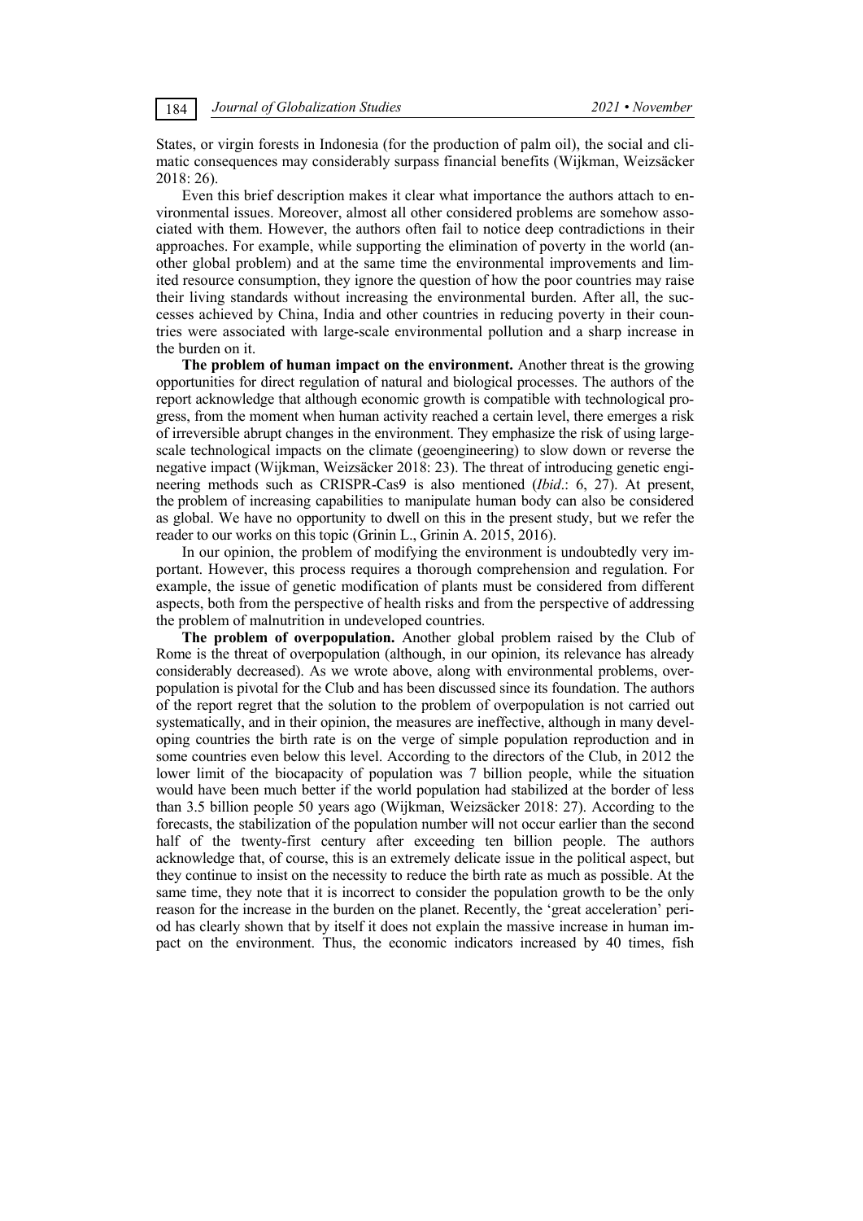States, or virgin forests in Indonesia (for the production of palm oil), the social and climatic consequences may considerably surpass financial benefits (Wijkman, Weizsäcker 2018: 26).

Even this brief description makes it clear what importance the authors attach to environmental issues. Moreover, almost all other considered problems are somehow associated with them. However, the authors often fail to notice deep contradictions in their approaches. For example, while supporting the elimination of poverty in the world (another global problem) and at the same time the environmental improvements and limited resource consumption, they ignore the question of how the poor countries may raise their living standards without increasing the environmental burden. After all, the successes achieved by China, India and other countries in reducing poverty in their countries were associated with large-scale environmental pollution and a sharp increase in the burden on it.

**The problem of human impact on the environment.** Another threat is the growing opportunities for direct regulation of natural and biological processes. The authors of the report acknowledge that although economic growth is compatible with technological progress, from the moment when human activity reached a certain level, there emerges a risk of irreversible abrupt changes in the environment. They emphasize the risk of using large-scale technological impacts on the climate (geoengineering) to slow down or reverse the negative impact (Wijkman, Weizsäcker 2018: 23). The threat of introducing genetic engineering methods such as CRISPR-Cas9 is also mentioned (*Ibid*.: 6, 27). At present, the problem of increasing capabilities to manipulate human body can also be considered as global. We have no opportunity to dwell on this in the present study, but we refer the reader to our works on this topic (Grinin L., Grinin A. 2015, 2016).

In our opinion, the problem of modifying the environment is undoubtedly very important. However, this process requires a thorough comprehension and regulation. For example, the issue of genetic modification of plants must be considered from different aspects, both from the perspective of health risks and from the perspective of addressing the problem of malnutrition in undeveloped countries.

**The problem of overpopulation.** Another global problem raised by the Club of Rome is the threat of overpopulation (although, in our opinion, its relevance has already considerably decreased). As we wrote above, along with environmental problems, overpopulation is pivotal for the Club and has been discussed since its foundation. The authors of the report regret that the solution to the problem of overpopulation is not carried out systematically, and in their opinion, the measures are ineffective, although in many developing countries the birth rate is on the verge of simple population reproduction and in some countries even below this level. According to the directors of the Club, in 2012 the lower limit of the biocapacity of population was 7 billion people, while the situation would have been much better if the world population had stabilized at the border of less than 3.5 billion people 50 years ago (Wijkman, Weizsäcker 2018: 27). According to the forecasts, the stabilization of the population number will not occur earlier than the second half of the twenty-first century after exceeding ten billion people. The authors acknowledge that, of course, this is an extremely delicate issue in the political aspect, but they continue to insist on the necessity to reduce the birth rate as much as possible. At the same time, they note that it is incorrect to consider the population growth to be the only reason for the increase in the burden on the planet. Recently, the 'great acceleration' period has clearly shown that by itself it does not explain the massive increase in human impact on the environment. Thus, the economic indicators increased by 40 times, fish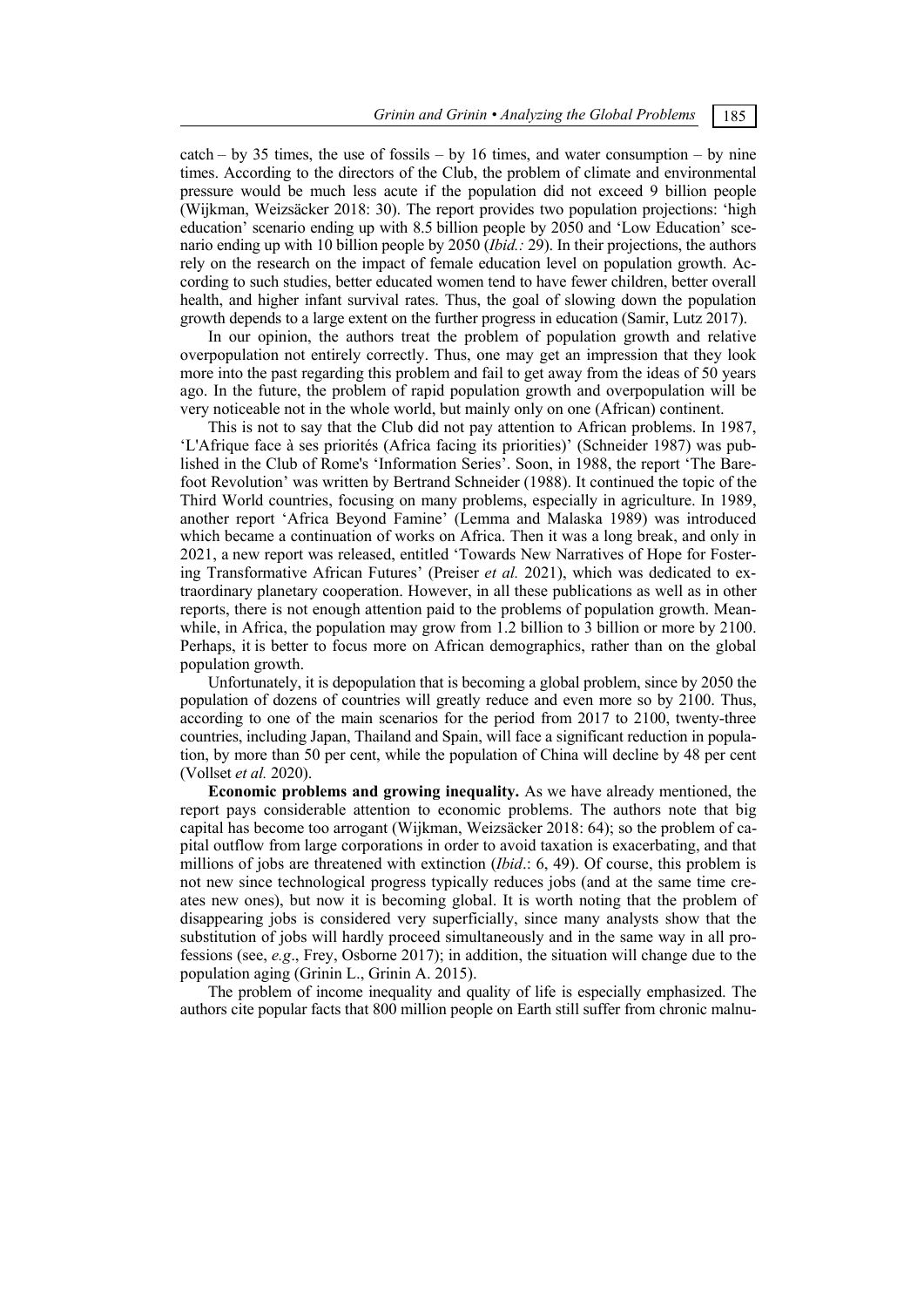catch – by 35 times, the use of fossils – by 16 times, and water consumption – by nine times. According to the directors of the Club, the problem of climate and environmental pressure would be much less acute if the population did not exceed 9 billion people (Wijkman, Weizsäcker 2018: 30). The report provides two population projections: 'high education' scenario ending up with 8.5 billion people by 2050 and 'Low Education' scenario ending up with 10 billion people by 2050 (*Ibid.:* 29). In their projections, the authors rely on the research on the impact of female education level on population growth. According to such studies, better educated women tend to have fewer children, better overall health, and higher infant survival rates. Thus, the goal of slowing down the population growth depends to a large extent on the further progress in education (Samir, Lutz 2017).

In our opinion, the authors treat the problem of population growth and relative overpopulation not entirely correctly. Thus, one may get an impression that they look more into the past regarding this problem and fail to get away from the ideas of 50 years ago. In the future, the problem of rapid population growth and overpopulation will be very noticeable not in the whole world, but mainly only on one (African) continent.

This is not to say that the Club did not pay attention to African problems. In 1987, 'L'Afrique face à ses priorités (Africa facing its priorities)' (Schneider 1987) was published in the Club of Rome's 'Information Series'. Soon, in 1988, the report 'The Barefoot Revolution' was written by Bertrand Schneider (1988). It continued the topic of the Third World countries, focusing on many problems, especially in agriculture. In 1989, another report 'Africa Beyond Famine' (Lemma and Malaska 1989) was introduced which became a continuation of works on Africa. Then it was a long break, and only in 2021, a new report was released, entitled 'Towards New Narratives of Hope for Fostering Transformative African Futures' (Preiser *et al.* 2021), which was dedicated to extraordinary planetary cooperation. However, in all these publications as well as in other reports, there is not enough attention paid to the problems of population growth. Meanwhile, in Africa, the population may grow from 1.2 billion to 3 billion or more by 2100. Perhaps, it is better to focus more on African demographics, rather than on the global population growth.

Unfortunately, it is depopulation that is becoming a global problem, since by 2050 the population of dozens of countries will greatly reduce and even more so by 2100. Thus, according to one of the main scenarios for the period from 2017 to 2100, twenty-three countries, including Japan, Thailand and Spain, will face a significant reduction in population, by more than 50 per cent, while the population of China will decline by 48 per cent (Vollset *et al.* 2020).

**Economic problems and growing inequality.** As we have already mentioned, the report pays considerable attention to economic problems. The authors note that big capital has become too arrogant (Wijkman, Weizsäcker 2018: 64); so the problem of capital outflow from large corporations in order to avoid taxation is exacerbating, and that millions of jobs are threatened with extinction (*Ibid*.: 6, 49). Of course, this problem is not new since technological progress typically reduces jobs (and at the same time creates new ones), but now it is becoming global. It is worth noting that the problem of disappearing jobs is considered very superficially, since many analysts show that the substitution of jobs will hardly proceed simultaneously and in the same way in all professions (see, *e.g*., Frey, Osborne 2017); in addition, the situation will change due to the population aging (Grinin L., Grinin A. 2015).

The problem of income inequality and quality of life is especially emphasized. The authors cite popular facts that 800 million people on Earth still suffer from chronic malnu-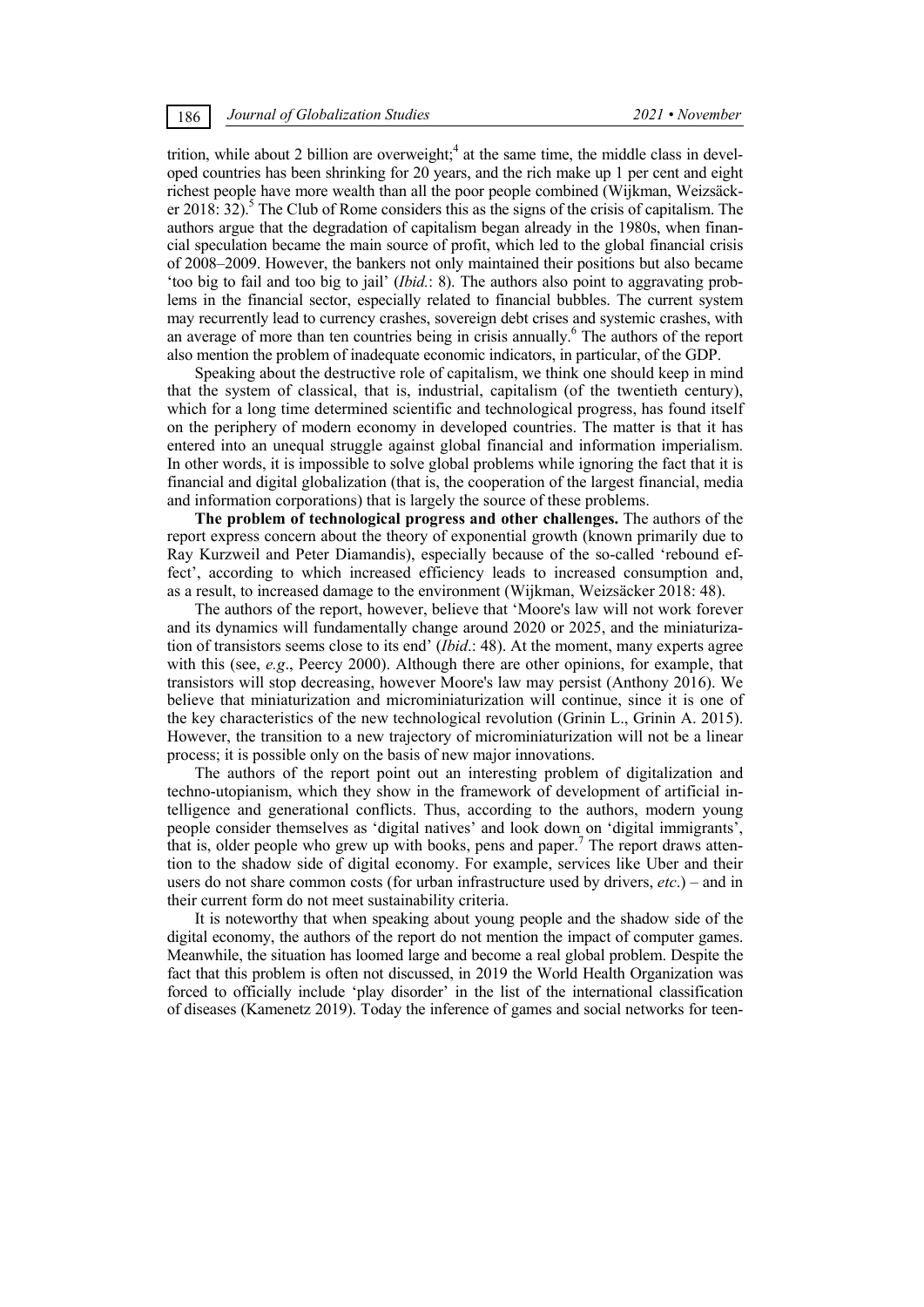trition, while about 2 billion are overweight;[4] at the same time, the middle class in developed countries has been shrinking for 20 years, and the rich make up 1 per cent and eight richest people have more wealth than all the poor people combined (Wijkman, Weizsäcker 2018: 32).[5] The Club of Rome considers this as the signs of the crisis of capitalism. The authors argue that the degradation of capitalism began already in the 1980s, when financial speculation became the main source of profit, which led to the global financial crisis of 2008–2009. However, the bankers not only maintained their positions but also became 'too big to fail and too big to jail' (*Ibid.*: 8). The authors also point to aggravating problems in the financial sector, especially related to financial bubbles. The current system may recurrently lead to currency crashes, sovereign debt crises and systemic crashes, with an average of more than ten countries being in crisis annually.[6] The authors of the report also mention the problem of inadequate economic indicators, in particular, of the GDP.

Speaking about the destructive role of capitalism, we think one should keep in mind that the system of classical, that is, industrial, capitalism (of the twentieth century), which for a long time determined scientific and technological progress, has found itself on the periphery of modern economy in developed countries. The matter is that it has entered into an unequal struggle against global financial and information imperialism. In other words, it is impossible to solve global problems while ignoring the fact that it is financial and digital globalization (that is, the cooperation of the largest financial, media and information corporations) that is largely the source of these problems.

**The problem of technological progress and other challenges.** The authors of the report express concern about the theory of exponential growth (known primarily due to Ray Kurzweil and Peter Diamandis), especially because of the so-called 'rebound effect', according to which increased efficiency leads to increased consumption and, as a result, to increased damage to the environment (Wijkman, Weizsäcker 2018: 48).

The authors of the report, however, believe that 'Moore's law will not work forever and its dynamics will fundamentally change around 2020 or 2025, and the miniaturization of transistors seems close to its end' (*Ibid*.: 48). At the moment, many experts agree with this (see, *e.g*., Peercy 2000). Although there are other opinions, for example, that transistors will stop decreasing, however Moore's law may persist (Anthony 2016). We believe that miniaturization and microminiaturization will continue, since it is one of the key characteristics of the new technological revolution (Grinin L., Grinin A. 2015). However, the transition to a new trajectory of microminiaturization will not be a linear process; it is possible only on the basis of new major innovations.

The authors of the report point out an interesting problem of digitalization and techno-utopianism, which they show in the framework of development of artificial intelligence and generational conflicts. Thus, according to the authors, modern young people consider themselves as 'digital natives' and look down on 'digital immigrants', that is, older people who grew up with books, pens and paper.[7] The report draws attention to the shadow side of digital economy. For example, services like Uber and their users do not share common costs (for urban infrastructure used by drivers, *etc*.) – and in their current form do not meet sustainability criteria.

It is noteworthy that when speaking about young people and the shadow side of the digital economy, the authors of the report do not mention the impact of computer games. Meanwhile, the situation has loomed large and become a real global problem. Despite the fact that this problem is often not discussed, in 2019 the World Health Organization was forced to officially include 'play disorder' in the list of the international classification of diseases (Kamenetz 2019). Today the inference of games and social networks for teen-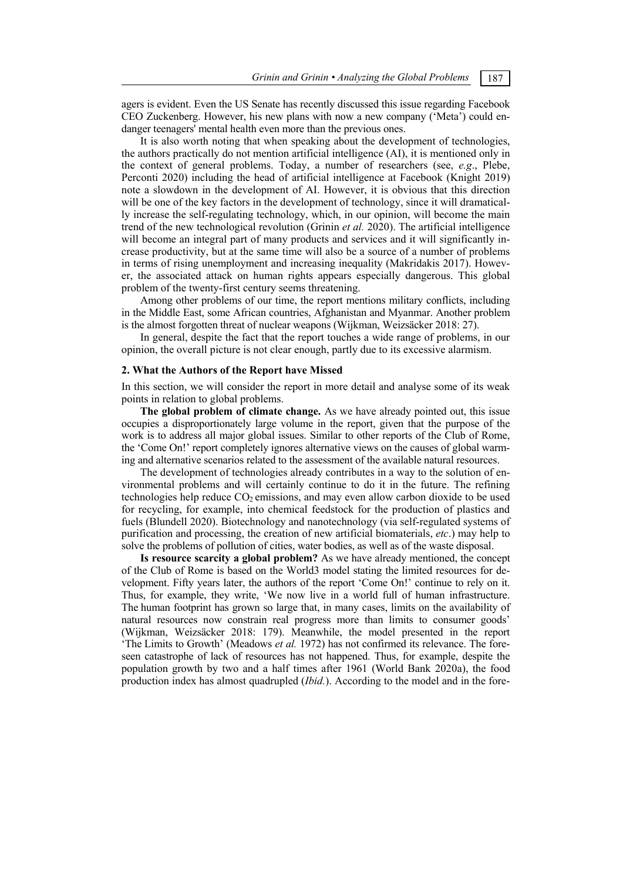agers is evident. Even the US Senate has recently discussed this issue regarding Facebook CEO Zuckenberg. However, his new plans with now a new company ('Meta') could endanger teenagers' mental health even more than the previous ones.

It is also worth noting that when speaking about the development of technologies, the authors practically do not mention artificial intelligence (AI), it is mentioned only in the context of general problems. Today, a number of researchers (see, *e.g*., Plebe, Perconti 2020) including the head of artificial intelligence at Facebook (Knight 2019) note a slowdown in the development of AI. However, it is obvious that this direction will be one of the key factors in the development of technology, since it will dramatically increase the self-regulating technology, which, in our opinion, will become the main trend of the new technological revolution (Grinin *et al.* 2020). The artificial intelligence will become an integral part of many products and services and it will significantly increase productivity, but at the same time will also be a source of a number of problems in terms of rising unemployment and increasing inequality (Makridakis 2017). However, the associated attack on human rights appears especially dangerous. This global problem of the twenty-first century seems threatening.

Among other problems of our time, the report mentions military conflicts, including in the Middle East, some African countries, Afghanistan and Myanmar. Another problem is the almost forgotten threat of nuclear weapons (Wijkman, Weizsäcker 2018: 27).

In general, despite the fact that the report touches a wide range of problems, in our opinion, the overall picture is not clear enough, partly due to its excessive alarmism.

## 2. What the Authors of the Report have Missed

In this section, we will consider the report in more detail and analyse some of its weak points in relation to global problems.

**The global problem of climate change.** As we have already pointed out, this issue occupies a disproportionately large volume in the report, given that the purpose of the work is to address all major global issues. Similar to other reports of the Club of Rome, the 'Come On!' report completely ignores alternative views on the causes of global warming and alternative scenarios related to the assessment of the available natural resources.

The development of technologies already contributes in a way to the solution of environmental problems and will certainly continue to do it in the future. The refining technologies help reduce $CO_2$ emissions, and may even allow carbon dioxide to be used for recycling, for example, into chemical feedstock for the production of plastics and fuels (Blundell 2020). Biotechnology and nanotechnology (via self-regulated systems of purification and processing, the creation of new artificial biomaterials, *etc*.) may help to solve the problems of pollution of cities, water bodies, as well as of the waste disposal.

**Is resource scarcity a global problem?** As we have already mentioned, the concept of the Club of Rome is based on the World3 model stating the limited resources for development. Fifty years later, the authors of the report 'Come On!' continue to rely on it. Thus, for example, they write, 'We now live in a world full of human infrastructure. The human footprint has grown so large that, in many cases, limits on the availability of natural resources now constrain real progress more than limits to consumer goods' (Wijkman, Weizsäcker 2018: 179). Meanwhile, the model presented in the report 'The Limits to Growth' (Meadows *et al.* 1972) has not confirmed its relevance. The foreseen catastrophe of lack of resources has not happened. Thus, for example, despite the population growth by two and a half times after 1961 (World Bank 2020a), the food production index has almost quadrupled (*Ibid.*). According to the model and in the fore-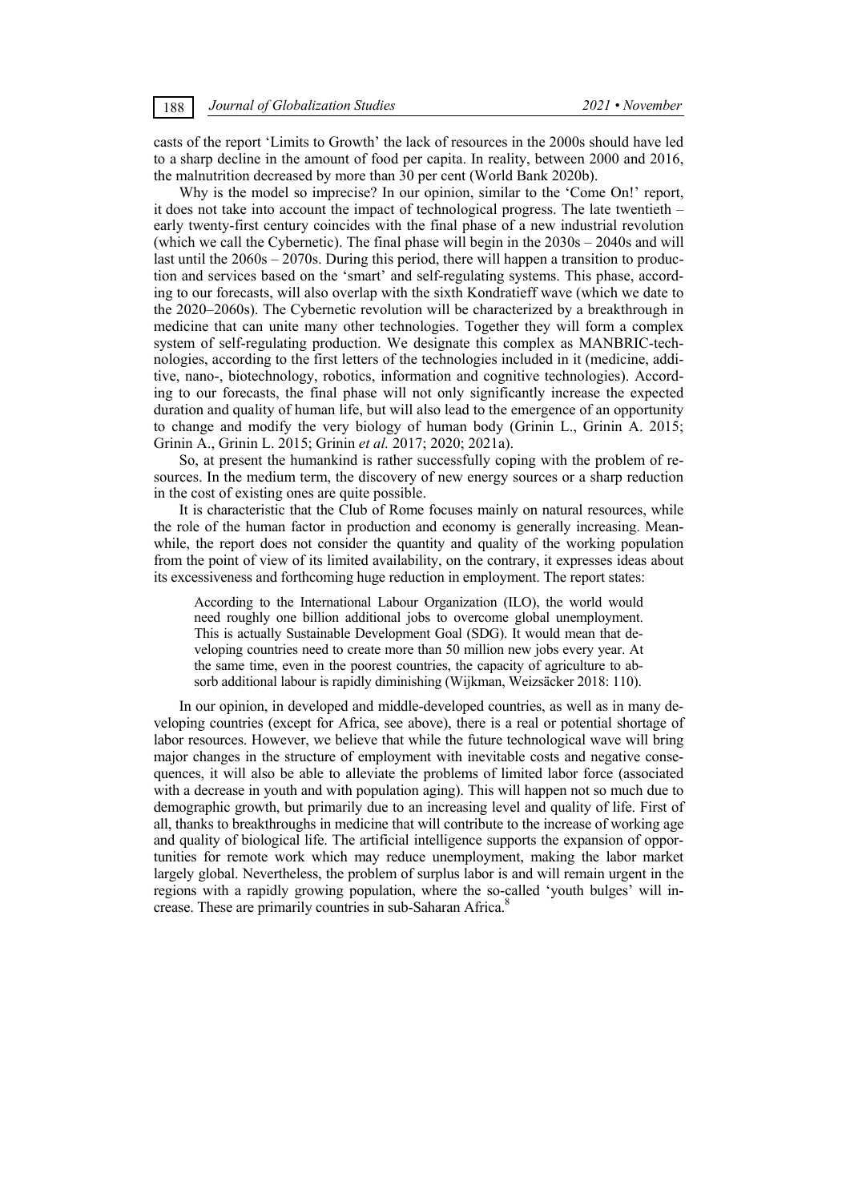casts of the report 'Limits to Growth' the lack of resources in the 2000s should have led to a sharp decline in the amount of food per capita. In reality, between 2000 and 2016, the malnutrition decreased by more than 30 per cent (World Bank 2020b).

Why is the model so imprecise? In our opinion, similar to the 'Come On!' report, it does not take into account the impact of technological progress. The late twentieth – early twenty-first century coincides with the final phase of a new industrial revolution (which we call the Cybernetic). The final phase will begin in the 2030s – 2040s and will last until the 2060s – 2070s. During this period, there will happen a transition to production and services based on the 'smart' and self-regulating systems. This phase, according to our forecasts, will also overlap with the sixth Kondratieff wave (which we date to the 2020–2060s). The Cybernetic revolution will be characterized by a breakthrough in medicine that can unite many other technologies. Together they will form a complex system of self-regulating production. We designate this complex as MANBRIC-technologies, according to the first letters of the technologies included in it (medicine, additive, nano-, biotechnology, robotics, information and cognitive technologies). According to our forecasts, the final phase will not only significantly increase the expected duration and quality of human life, but will also lead to the emergence of an opportunity to change and modify the very biology of human body (Grinin L., Grinin A. 2015; Grinin A., Grinin L. 2015; Grinin *et al.* 2017; 2020; 2021a).

So, at present the humankind is rather successfully coping with the problem of resources. In the medium term, the discovery of new energy sources or a sharp reduction in the cost of existing ones are quite possible.

It is characteristic that the Club of Rome focuses mainly on natural resources, while the role of the human factor in production and economy is generally increasing. Meanwhile, the report does not consider the quantity and quality of the working population from the point of view of its limited availability, on the contrary, it expresses ideas about its excessiveness and forthcoming huge reduction in employment. The report states:

> According to the International Labour Organization (ILO), the world would need roughly one billion additional jobs to overcome global unemployment. This is actually Sustainable Development Goal (SDG). It would mean that developing countries need to create more than 50 million new jobs every year. At the same time, even in the poorest countries, the capacity of agriculture to absorb additional labour is rapidly diminishing (Wijkman, Weizsäcker 2018: 110).

In our opinion, in developed and middle-developed countries, as well as in many developing countries (except for Africa, see above), there is a real or potential shortage of labor resources. However, we believe that while the future technological wave will bring major changes in the structure of employment with inevitable costs and negative consequences, it will also be able to alleviate the problems of limited labor force (associated with a decrease in youth and with population aging). This will happen not so much due to demographic growth, but primarily due to an increasing level and quality of life. First of all, thanks to breakthroughs in medicine that will contribute to the increase of working age and quality of biological life. The artificial intelligence supports the expansion of opportunities for remote work which may reduce unemployment, making the labor market largely global. Nevertheless, the problem of surplus labor is and will remain urgent in the regions with a rapidly growing population, where the so-called 'youth bulges' will increase. These are primarily countries in sub-Saharan Africa.[8]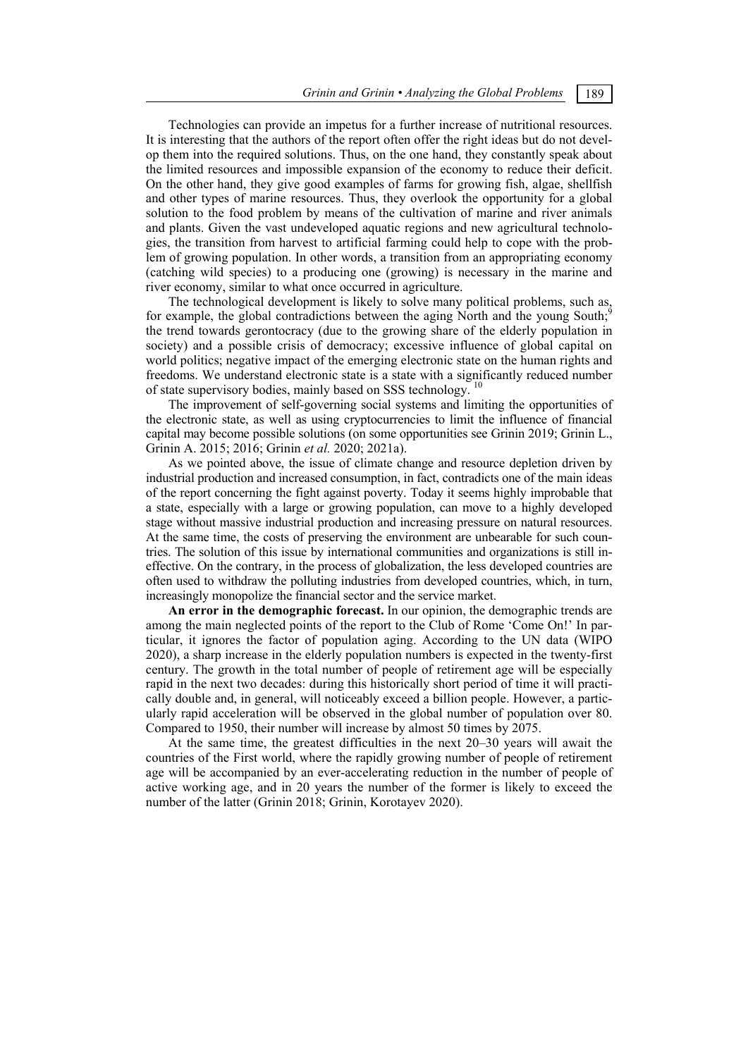Technologies can provide an impetus for a further increase of nutritional resources. It is interesting that the authors of the report often offer the right ideas but do not develop them into the required solutions. Thus, on the one hand, they constantly speak about the limited resources and impossible expansion of the economy to reduce their deficit. On the other hand, they give good examples of farms for growing fish, algae, shellfish and other types of marine resources. Thus, they overlook the opportunity for a global solution to the food problem by means of the cultivation of marine and river animals and plants. Given the vast undeveloped aquatic regions and new agricultural technologies, the transition from harvest to artificial farming could help to cope with the problem of growing population. In other words, a transition from an appropriating economy (catching wild species) to a producing one (growing) is necessary in the marine and river economy, similar to what once occurred in agriculture.

The technological development is likely to solve many political problems, such as, for example, the global contradictions between the aging North and the young South;[9] the trend towards gerontocracy (due to the growing share of the elderly population in society) and a possible crisis of democracy; excessive influence of global capital on world politics; negative impact of the emerging electronic state on the human rights and freedoms. We understand electronic state is a state with a significantly reduced number of state supervisory bodies, mainly based on SSS technology. [10]

The improvement of self-governing social systems and limiting the opportunities of the electronic state, as well as using cryptocurrencies to limit the influence of financial capital may become possible solutions (on some opportunities see Grinin 2019; Grinin L., Grinin A. 2015; 2016; Grinin *et al.* 2020; 2021a).

As we pointed above, the issue of climate change and resource depletion driven by industrial production and increased consumption, in fact, contradicts one of the main ideas of the report concerning the fight against poverty. Today it seems highly improbable that a state, especially with a large or growing population, can move to a highly developed stage without massive industrial production and increasing pressure on natural resources. At the same time, the costs of preserving the environment are unbearable for such countries. The solution of this issue by international communities and organizations is still ineffective. On the contrary, in the process of globalization, the less developed countries are often used to withdraw the polluting industries from developed countries, which, in turn, increasingly monopolize the financial sector and the service market.

**An error in the demographic forecast.** In our opinion, the demographic trends are among the main neglected points of the report to the Club of Rome 'Come On!' In particular, it ignores the factor of population aging. According to the UN data (WIPO 2020), a sharp increase in the elderly population numbers is expected in the twenty-first century. The growth in the total number of people of retirement age will be especially rapid in the next two decades: during this historically short period of time it will practically double and, in general, will noticeably exceed a billion people. However, a particularly rapid acceleration will be observed in the global number of population over 80. Compared to 1950, their number will increase by almost 50 times by 2075.

At the same time, the greatest difficulties in the next 20–30 years will await the countries of the First world, where the rapidly growing number of people of retirement age will be accompanied by an ever-accelerating reduction in the number of people of active working age, and in 20 years the number of the former is likely to exceed the number of the latter (Grinin 2018; Grinin, Korotayev 2020).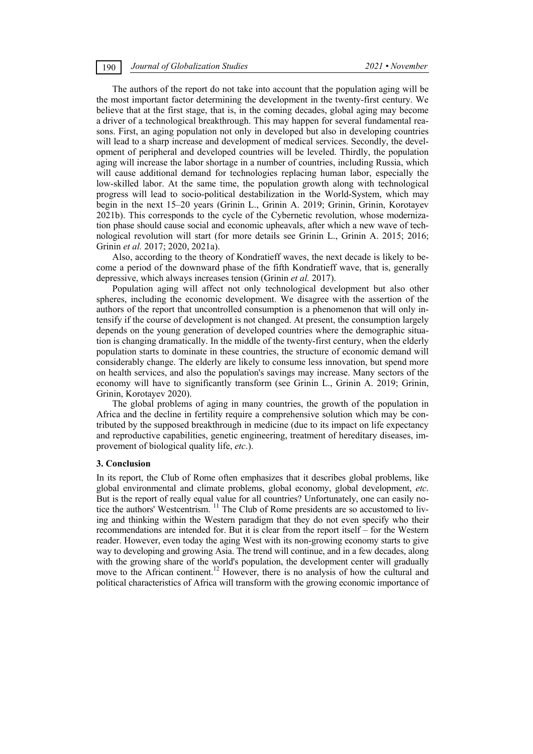The authors of the report do not take into account that the population aging will be the most important factor determining the development in the twenty-first century. We believe that at the first stage, that is, in the coming decades, global aging may become a driver of a technological breakthrough. This may happen for several fundamental reasons. First, an aging population not only in developed but also in developing countries will lead to a sharp increase and development of medical services. Secondly, the development of peripheral and developed countries will be leveled. Thirdly, the population aging will increase the labor shortage in a number of countries, including Russia, which will cause additional demand for technologies replacing human labor, especially the low-skilled labor. At the same time, the population growth along with technological progress will lead to socio-political destabilization in the World-System, which may begin in the next 15–20 years (Grinin L., Grinin A. 2019; Grinin, Grinin, Korotayev 2021b). This corresponds to the cycle of the Cybernetic revolution, whose modernization phase should cause social and economic upheavals, after which a new wave of technological revolution will start (for more details see Grinin L., Grinin A. 2015; 2016; Grinin *et al.* 2017; 2020, 2021a).

Also, according to the theory of Kondratieff waves, the next decade is likely to become a period of the downward phase of the fifth Kondratieff wave, that is, generally depressive, which always increases tension (Grinin *et al.* 2017).

Population aging will affect not only technological development but also other spheres, including the economic development. We disagree with the assertion of the authors of the report that uncontrolled consumption is a phenomenon that will only intensify if the course of development is not changed. At present, the consumption largely depends on the young generation of developed countries where the demographic situation is changing dramatically. In the middle of the twenty-first century, when the elderly population starts to dominate in these countries, the structure of economic demand will considerably change. The elderly are likely to consume less innovation, but spend more on health services, and also the population's savings may increase. Many sectors of the economy will have to significantly transform (see Grinin L., Grinin A. 2019; Grinin, Grinin, Korotayev 2020).

The global problems of aging in many countries, the growth of the population in Africa and the decline in fertility require a comprehensive solution which may be contributed by the supposed breakthrough in medicine (due to its impact on life expectancy and reproductive capabilities, genetic engineering, treatment of hereditary diseases, improvement of biological quality life, *etc*.).

### 3. Conclusion

In its report, the Club of Rome often emphasizes that it describes global problems, like global environmental and climate problems, global economy, global development, *etc*. But is the report of really equal value for all countries? Unfortunately, one can easily notice the authors' Westcentrism. [11] The Club of Rome presidents are so accustomed to living and thinking within the Western paradigm that they do not even specify who their recommendations are intended for. But it is clear from the report itself – for the Western reader. However, even today the aging West with its non-growing economy starts to give way to developing and growing Asia. The trend will continue, and in a few decades, along with the growing share of the world's population, the development center will gradually move to the African continent.[12] However, there is no analysis of how the cultural and political characteristics of Africa will transform with the growing economic importance of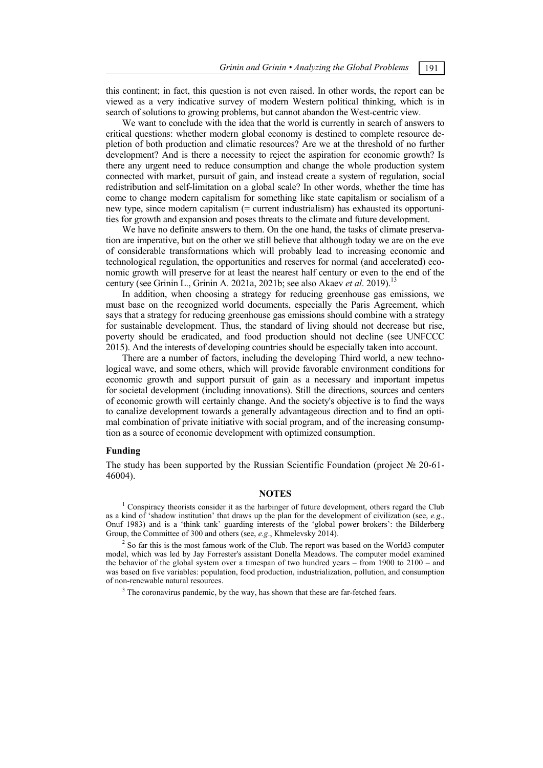this continent; in fact, this question is not even raised. In other words, the report can be viewed as a very indicative survey of modern Western political thinking, which is in search of solutions to growing problems, but cannot abandon the West-centric view.

We want to conclude with the idea that the world is currently in search of answers to critical questions: whether modern global economy is destined to complete resource depletion of both production and climatic resources? Are we at the threshold of no further development? And is there a necessity to reject the aspiration for economic growth? Is there any urgent need to reduce consumption and change the whole production system connected with market, pursuit of gain, and instead create a system of regulation, social redistribution and self-limitation on a global scale? In other words, whether the time has come to change modern capitalism for something like state capitalism or socialism of a new type, since modern capitalism (= current industrialism) has exhausted its opportunities for growth and expansion and poses threats to the climate and future development.

We have no definite answers to them. On the one hand, the tasks of climate preservation are imperative, but on the other we still believe that although today we are on the eve of considerable transformations which will probably lead to increasing economic and technological regulation, the opportunities and reserves for normal (and accelerated) economic growth will preserve for at least the nearest half century or even to the end of the century (see Grinin L., Grinin A. 2021a, 2021b; see also Akaev *et al*. 2019).[13]

In addition, when choosing a strategy for reducing greenhouse gas emissions, we must base on the recognized world documents, especially the Paris Agreement, which says that a strategy for reducing greenhouse gas emissions should combine with a strategy for sustainable development. Thus, the standard of living should not decrease but rise, poverty should be eradicated, and food production should not decline (see UNFCCC 2015). And the interests of developing countries should be especially taken into account.

There are a number of factors, including the developing Third world, a new technological wave, and some others, which will provide favorable environment conditions for economic growth and support pursuit of gain as a necessary and important impetus for societal development (including innovations). Still the directions, sources and centers of economic growth will certainly change. And the society's objective is to find the ways to canalize development towards a generally advantageous direction and to find an optimal combination of private initiative with social program, and of the increasing consumption as a source of economic development with optimized consumption.

**Funding**

The study has been supported by the Russian Scientific Foundation (project № 20-61-46004).

## NOTES

[1] Conspiracy theorists consider it as the harbinger of future development, others regard the Club as a kind of 'shadow institution' that draws up the plan for the development of civilization (see, *e.g*., Onuf 1983) and is a 'think tank' guarding interests of the 'global power brokers': the Bilderberg Group, the Committee of 300 and others (see, *e.g*., Khmelevsky 2014).

[2] So far this is the most famous work of the Club. The report was based on the World3 computer model, which was led by Jay Forrester's assistant Donella Meadows. The computer model examined the behavior of the global system over a timespan of two hundred years – from 1900 to 2100 – and was based on five variables: population, food production, industrialization, pollution, and consumption of non-renewable natural resources.

[3] The coronavirus pandemic, by the way, has shown that these are far-fetched fears.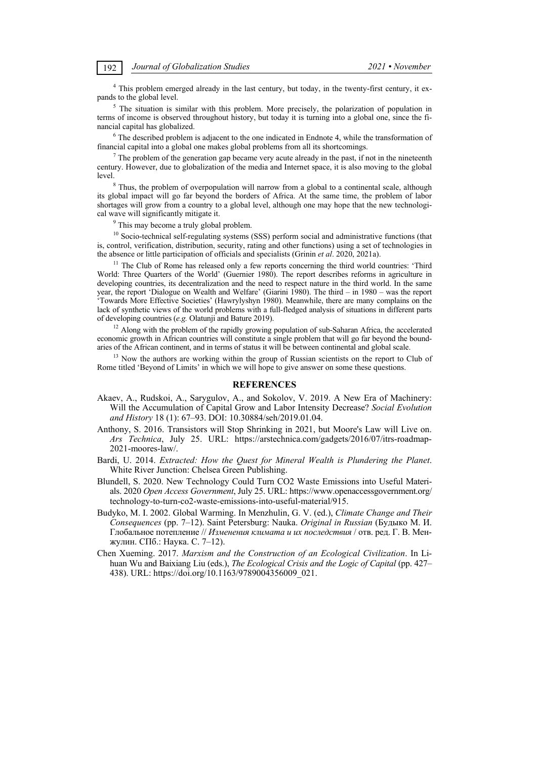[4] This problem emerged already in the last century, but today, in the twenty-first century, it expands to the global level.

[5] The situation is similar with this problem. More precisely, the polarization of population in terms of income is observed throughout history, but today it is turning into a global one, since the financial capital has globalized.

[6] The described problem is adjacent to the one indicated in Endnote 4, while the transformation of financial capital into a global one makes global problems from all its shortcomings.

[7] The problem of the generation gap became very acute already in the past, if not in the nineteenth century. However, due to globalization of the media and Internet space, it is also moving to the global level.

[8] Thus, the problem of overpopulation will narrow from a global to a continental scale, although its global impact will go far beyond the borders of Africa. At the same time, the problem of labor shortages will grow from a country to a global level, although one may hope that the new technological wave will significantly mitigate it.

[9] This may become a truly global problem.

[10] Socio-technical self-regulating systems (SSS) perform social and administrative functions (that is, control, verification, distribution, security, rating and other functions) using a set of technologies in the absence or little participation of officials and specialists (Grinin *et al*. 2020, 2021a).

[11] The Club of Rome has released only a few reports concerning the third world countries: 'Third World: Three Quarters of the World' (Guernier 1980). The report describes reforms in agriculture in developing countries, its decentralization and the need to respect nature in the third world. In the same year, the report 'Dialogue on Wealth and Welfare' (Giarini 1980). The third – in 1980 – was the report 'Towards More Effective Societies' (Hawrylyshyn 1980). Meanwhile, there are many complains on the lack of synthetic views of the world problems with a full-fledged analysis of situations in different parts of developing countries (*e.g.* Olatunji and Bature 2019).

[12] Along with the problem of the rapidly growing population of sub-Saharan Africa, the accelerated economic growth in African countries will constitute a single problem that will go far beyond the boundaries of the African continent, and in terms of status it will be between continental and global scale.

[13] Now the authors are working within the group of Russian scientists on the report to Club of Rome titled 'Beyond of Limits' in which we will hope to give answer on some these questions.

## REFERENCES

Akaev, A., Rudskoi, A., Sarygulov, A., and Sokolov, V. 2019. A New Era of Machinery: Will the Accumulation of Capital Grow and Labor Intensity Decrease? *Social Evolution and History* 18 (1): 67–93. DOI: 10.30884/seh/2019.01.04.

Anthony, S. 2016. Transistors will Stop Shrinking in 2021, but Moore's Law will Live on. *Ars Technica*, July 25. URL: https://arstechnica.com/gadgets/2016/07/itrs-roadmap-2021-moores-law/.

Bardi, U. 2014. *Extracted: How the Quest for Mineral Wealth is Plundering the Planet*. White River Junction: Chelsea Green Publishing.

Blundell, S. 2020. New Technology Could Turn CO2 Waste Emissions into Useful Materials. 2020 *Open Access Government*, July 25. URL: https://www.openaccessgovernment.org/technology-to-turn-co2-waste-emissions-into-useful-material/915.

Budyko, M. I. 2002. Global Warming. In Menzhulin, G. V. (ed.), *Climate Change and Their Consequences* (pp. 7–12). Saint Petersburg: Nauka. *Original in Russian* (Будыко М. И. Глобальное потепление // *Изменения климата и их последствия* / отв. ред. Г. В. Менжулин. СПб.: Наука. С. 7–12).

Chen Xueming. 2017. *Marxism and the Construction of an Ecological Civilization*. In Lihuan Wu and Baixiang Liu (eds.), *The Ecological Crisis and the Logic of Capital* (pp. 427–438). URL: https://doi.org/10.1163/9789004356009_021.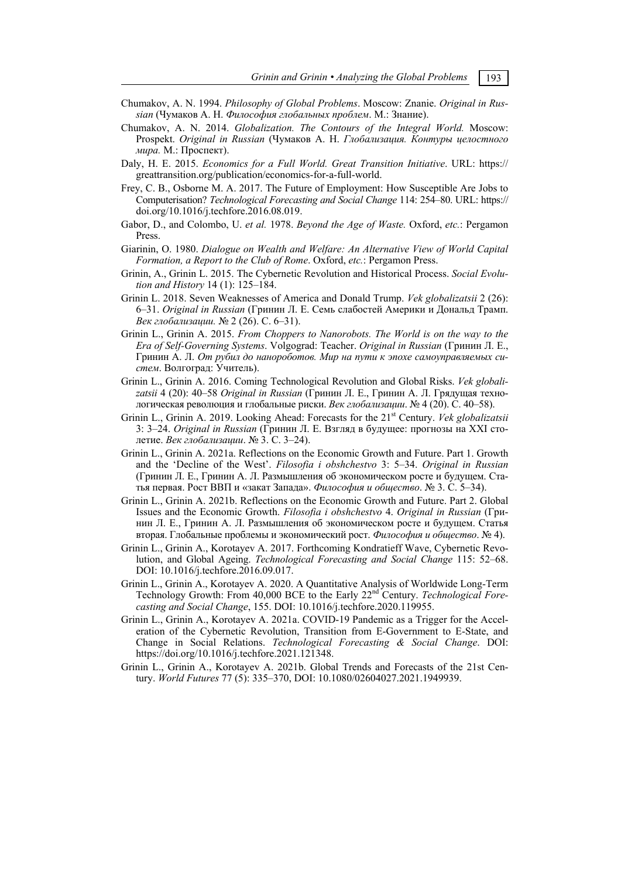Chumakov, A. N. 1994. *Philosophy of Global Problems*. Moscow: Znanie. *Original in Russian* (Чумаков А. Н. *Философия глобальных проблем*. М.: Знание).

Chumakov, A. N. 2014. *Globalization. The Contours of the Integral World.* Moscow: Prospekt. *Original in Russian* (Чумаков А. Н. *Глобализация. Контуры целостного мира.* М.: Проспект).

Daly, H. E. 2015. *Economics for a Full World. Great Transition Initiative*. URL: https://greattransition.org/publication/economics-for-a-full-world.

Frey, C. B., Osborne M. A. 2017. The Future of Employment: How Susceptible Are Jobs to Computerisation? *Technological Forecasting and Social Change* 114: 254–80. URL: https://doi.org/10.1016/j.techfore.2016.08.019.

Gabor, D., and Colombo, U. *et al.* 1978. *Beyond the Age of Waste.* Oxford, *etc.*: Pergamon Press.

Giarinin, O. 1980. *Dialogue on Wealth and Welfare: An Alternative View of World Capital Formation, a Report to the Club of Rome*. Oxford, *etc.*: Pergamon Press.

Grinin, A., Grinin L. 2015. The Cybernetic Revolution and Historical Process. *Social Evolution and History* 14 (1): 125–184.

Grinin L. 2018. Seven Weaknesses of America and Donald Trump. *Vek globalizatsii* 2 (26): 6–31. *Original in Russian* (Гринин Л. Е. Семь слабостей Америки и Дональд Трамп. *Век глобализации.* № 2 (26). С. 6–31).

Grinin L., Grinin A. 2015. *From Choppers to Nanorobots. The World is on the way to the Era of Self-Governing Systems*. Volgograd: Teacher. *Original in Russian* (Гринин Л. Е., Гринин А. Л. *От рубил до нанороботов. Мир на пути к эпохе самоуправляемых систем*. Волгоград: Учитель).

Grinin L., Grinin A. 2016. Coming Technological Revolution and Global Risks. *Vek globalizatsii* 4 (20): 40–58 *Original in Russian* (Гринин Л. Е., Гринин А. Л. Грядущая технологическая революция и глобальные риски. *Век глобализации*. № 4 (20). С. 40–58).

Grinin L., Grinin A. 2019. Looking Ahead: Forecasts for the 21st Century. *Vek globalizatsii* 3: 3–24. *Original in Russian* (Гринин Л. Е. Взгляд в будущее: прогнозы на XXI столетие. *Век глобализации*. № 3. С. 3–24).

Grinin L., Grinin A. 2021a. Reflections on the Economic Growth and Future. Part 1. Growth and the 'Decline of the West'. *Filosofia i obshchestvo* 3: 5–34. *Original in Russian* (Гринин Л. Е., Гринин А. Л. Размышления об экономическом росте и будущем. Статья первая. Рост ВВП и «закат Запада». *Философия и общество*. № 3. С. 5–34).

Grinin L., Grinin A. 2021b. Reflections on the Economic Growth and Future. Part 2. Global Issues and the Economic Growth. *Filosofia i obshchestvo* 4. *Original in Russian* (Гринин Л. Е., Гринин А. Л. Размышления об экономическом росте и будущем. Статья вторая. Глобальные проблемы и экономический рост. *Философия и общество*. № 4).

Grinin L., Grinin A., Korotayev A. 2017. Forthcoming Kondratieff Wave, Cybernetic Revolution, and Global Ageing. *Technological Forecasting and Social Change* 115: 52–68. DOI: 10.1016/j.techfore.2016.09.017.

Grinin L., Grinin A., Korotayev A. 2020. A Quantitative Analysis of Worldwide Long-Term Technology Growth: From 40,000 BCE to the Early 22nd Century. *Technological Forecasting and Social Change*, 155. DOI: 10.1016/j.techfore.2020.119955.

Grinin L., Grinin A., Korotayev A. 2021a. COVID-19 Pandemic as a Trigger for the Acceleration of the Cybernetic Revolution, Transition from E-Government to E-State, and Change in Social Relations. *Technological Forecasting & Social Change*. DOI: https://doi.org/10.1016/j.techfore.2021.121348.

Grinin L., Grinin A., Korotayev A. 2021b. Global Trends and Forecasts of the 21st Century. *World Futures* 77 (5): 335–370, DOI: 10.1080/02604027.2021.1949939.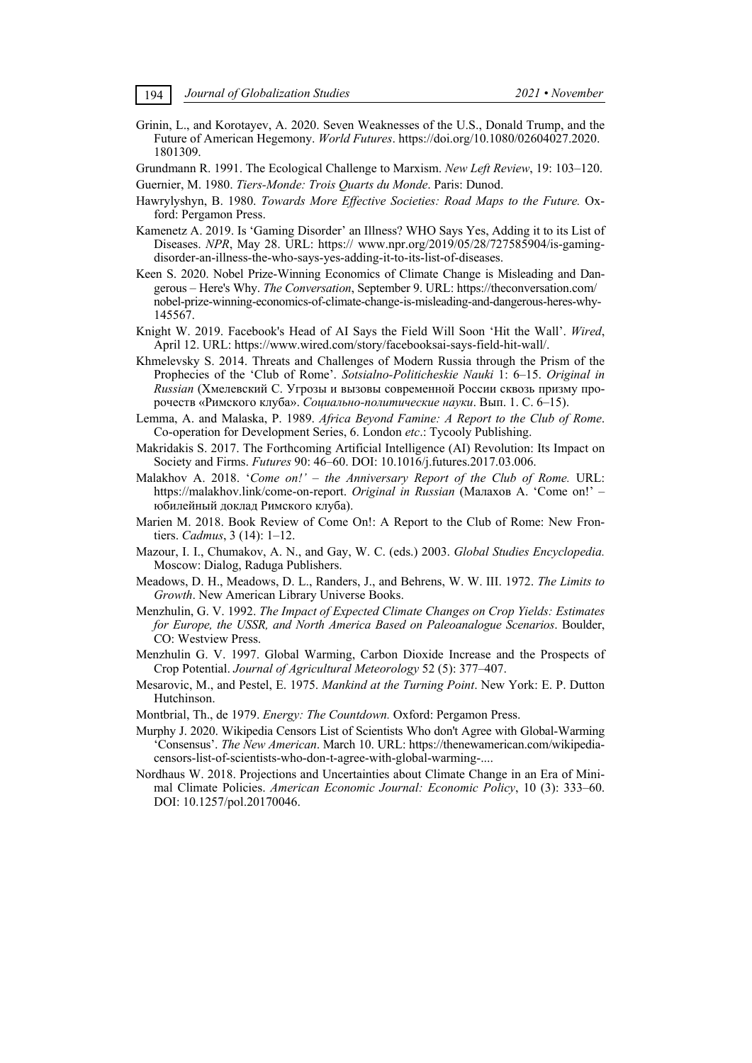Grinin, L., and Korotayev, A. 2020. Seven Weaknesses of the U.S., Donald Trump, and the Future of American Hegemony. *World Futures*. https://doi.org/10.1080/02604027.2020.1801309.

Grundmann R. 1991. The Ecological Challenge to Marxism. *New Left Review*, 19: 103–120.

Guernier, M. 1980. *Tiers-Monde: Trois Quarts du Monde*. Paris: Dunod.

Hawrylyshyn, B. 1980. *Towards More Effective Societies: Road Maps to the Future.* Oxford: Pergamon Press.

Kamenetz A. 2019. Is 'Gaming Disorder' an Illness? WHO Says Yes, Adding it to its List of Diseases. *NPR*, May 28. URL: https:// www.npr.org/2019/05/28/727585904/is-gaming-disorder-an-illness-the-who-says-yes-adding-it-to-its-list-of-diseases.

Keen S. 2020. Nobel Prize-Winning Economics of Climate Change is Misleading and Dangerous – Here's Why. *The Conversation*, September 9. URL: https://theconversation.com/nobel-prize-winning-economics-of-climate-change-is-misleading-and-dangerous-heres-why-145567.

Knight W. 2019. Facebook's Head of AI Says the Field Will Soon 'Hit the Wall'. *Wired*, April 12. URL: https://www.wired.com/story/facebooksai-says-field-hit-wall/.

Khmelevsky S. 2014. Threats and Challenges of Modern Russia through the Prism of the Prophecies of the 'Club of Rome'. *Sotsialno-Politicheskie Nauki* 1: 6–15. *Original in Russian* (Хмелевский С. Угрозы и вызовы современной России сквозь призму пророчеств «Римского клуба». *Социально-политические науки*. Вып. 1. С. 6–15).

Lemma, A. and Malaska, P. 1989. *Africa Beyond Famine: A Report to the Club of Rome*. Co-operation for Development Series, 6. London *etc*.: Tycooly Publishing.

Makridakis S. 2017. The Forthcoming Artificial Intelligence (AI) Revolution: Its Impact on Society and Firms. *Futures* 90: 46–60. DOI: 10.1016/j.futures.2017.03.006.

Malakhov A. 2018. '*Come on!' – the Anniversary Report of the Club of Rome.* URL: https://malakhov.link/come-on-report. *Original in Russian* (Малахов А. 'Come on!' – юбилейный доклад Римского клуба).

Marien M. 2018. Book Review of Come On!: A Report to the Club of Rome: New Frontiers. *Cadmus*, 3 (14): 1–12.

Mazour, I. I., Chumakov, A. N., and Gay, W. C. (eds.) 2003. *Global Studies Encyclopedia.* Moscow: Dialog, Raduga Publishers.

Meadows, D. H., Meadows, D. L., Randers, J., and Behrens, W. W. III. 1972. *The Limits to Growth*. New American Library Universe Books.

Menzhulin, G. V. 1992. *The Impact of Expected Climate Changes on Crop Yields: Estimates for Europe, the USSR, and North America Based on Paleoanalogue Scenarios*. Boulder, CO: Westview Press.

Menzhulin G. V. 1997. Global Warming, Carbon Dioxide Increase and the Prospects of Crop Potential. *Journal of Agricultural Meteorology* 52 (5): 377–407.

Mesarovic, M., and Pestel, E. 1975. *Mankind at the Turning Point*. New York: E. P. Dutton Hutchinson.

Montbrial, Th., de 1979. *Energy: The Countdown.* Oxford: Pergamon Press.

Murphy J. 2020. Wikipedia Censors List of Scientists Who don't Agree with Global-Warming 'Consensus'. *The New American*. March 10. URL: https://thenewamerican.com/wikipedia-censors-list-of-scientists-who-don-t-agree-with-global-warming-....

Nordhaus W. 2018. Projections and Uncertainties about Climate Change in an Era of Minimal Climate Policies. *American Economic Journal: Economic Policy*, 10 (3): 333–60. DOI: 10.1257/pol.20170046.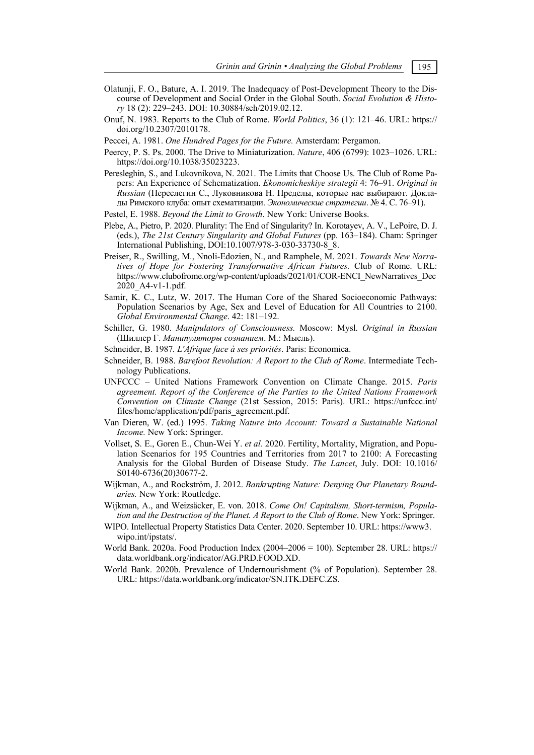Olatunji, F. O., Bature, A. I. 2019. The Inadequacy of Post-Development Theory to the Discourse of Development and Social Order in the Global South. *Social Evolution & History* 18 (2): 229–243. DOI: 10.30884/seh/2019.02.12.

Onuf, N. 1983. Reports to the Club of Rome. *World Politics*, 36 (1): 121–46. URL: https://doi.org/10.2307/2010178.

Peccei, A. 1981. *One Hundred Pages for the Future.* Amsterdam: Pergamon.

Peercy, P. S. Ps. 2000. The Drive to Miniaturization. *Nature*, 406 (6799): 1023–1026. URL: https://doi.org/10.1038/35023223.

Peresleghin, S., and Lukovnikova, N. 2021. The Limits that Choose Us. The Club of Rome Papers: An Experience of Schematization. *Ekonomicheskiye strategii* 4: 76–91. *Original in Russian* (Переслегин С., Луковникова Н. Пределы, которые нас выбирают. Доклады Римского клуба: опыт схематизации. *Экономические стратегии*. № 4. С. 76–91).

Pestel, E. 1988. *Beyond the Limit to Growth*. New York: Universe Books.

Plebe, A., Pietro, P. 2020. Plurality: The End of Singularity? In. Korotayev, A. V., LePoire, D. J. (eds.), *The 21st Century Singularity and Global Futures* (pp. 163–184). Cham: Springer International Publishing, DOI:10.1007/978-3-030-33730-8_8.

Preiser, R., Swilling, M., Nnoli-Edozien, N., and Ramphele, M. 2021. *Towards New Narratives of Hope for Fostering Transformative African Futures.* Club of Rome. URL: https://www.clubofrome.org/wp-content/uploads/2021/01/COR-ENCI_NewNarratives_Dec2020_A4-v1-1.pdf.

Samir, K. C., Lutz, W. 2017. The Human Core of the Shared Socioeconomic Pathways: Population Scenarios by Age, Sex and Level of Education for All Countries to 2100. *Global Environmental Change*. 42: 181–192.

Schiller, G. 1980. *Manipulators of Consciousness.* Moscow: Mysl. *Original in Russian* (Шиллер Г. *Манипуляторы сознанием*. М.: Мысль).

Schneider, B. 1987*. L'Afrique face à ses priorités*. Paris: Economica.

Schneider, B. 1988. *Barefoot Revolution: A Report to the Club of Rome*. Intermediate Technology Publications.

UNFCCC – United Nations Framework Convention on Climate Change. 2015. *Paris agreement. Report of the Conference of the Parties to the United Nations Framework Convention on Climate Change* (21st Session, 2015: Paris). URL: https://unfccc.int/files/home/application/pdf/paris_agreement.pdf.

Van Dieren, W. (ed.) 1995. *Taking Nature into Account: Toward a Sustainable National Income.* New York: Springer.

Vollset, S. E., Goren E., Chun-Wei Y. *et al.* 2020. Fertility, Mortality, Migration, and Population Scenarios for 195 Countries and Territories from 2017 to 2100: A Forecasting Analysis for the Global Burden of Disease Study. *The Lancet*, July. DOI: 10.1016/S0140-6736(20)30677-2.

Wijkman, A., and Rockström, J. 2012. *Bankrupting Nature: Denying Our Planetary Boundaries.* New York: Routledge.

Wijkman, A., and Weizsäcker, E. von. 2018. *Come On! Capitalism, Short-termism, Population and the Destruction of the Planet. A Report to the Club of Rome*. New York: Springer.

WIPO. Intellectual Property Statistics Data Center. 2020. September 10. URL: https://www3.wipo.int/ipstats/.

World Bank. 2020a. Food Production Index (2004–2006 = 100). September 28. URL: https://data.worldbank.org/indicator/AG.PRD.FOOD.XD.

World Bank. 2020b. Prevalence of Undernourishment (% of Population). September 28. URL: https://data.worldbank.org/indicator/SN.ITK.DEFC.ZS.